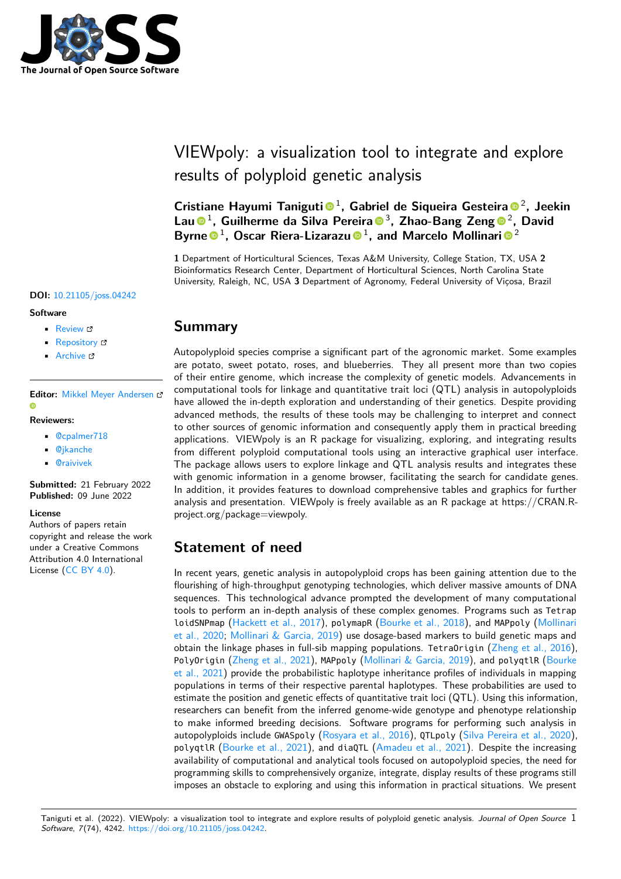# VIEWpoly: a visualization tool to integrate and explore results of polyploid genetic analysis

**Cristiane Hayumi Taniguti**[1], **Gabriel de Siqueira Gesteira**[2], **Jeekin Lau**[1], **Guilherme da Silva Pereira**[3], **Zhao-Bang Zeng**[2], **David Byrne**[1], **Oscar Riera-Lizarazu**[1], and **Marcelo Mollinari**[2]

**1** Department of Horticultural Sciences, Texas A&M University, College Station, TX, USA **2** Bioinformatics Research Center, Department of Horticultural Sciences, North Carolina State University, Raleigh, NC, USA **3** Department of Agronomy, Federal University of Viçosa, Brazil

**DOI:** 10.21105/joss.04242

**Software**

- Review
- Repository
- Archive

**Editor:** Mikkel Meyer Andersen

**Reviewers:**

- @cpalmer718
- @jkanche
- @raivivek

**Submitted:** 21 February 2022
**Published:** 09 June 2022

**License**
Authors of papers retain copyright and release the work under a Creative Commons Attribution 4.0 International License (CC BY 4.0).

## Summary

Autopolyploid species comprise a significant part of the agronomic market. Some examples are potato, sweet potato, roses, and blueberries. They all present more than two copies of their entire genome, which increase the complexity of genetic models. Advancements in computational tools for linkage and quantitative trait loci (QTL) analysis in autopolyploids have allowed the in-depth exploration and understanding of their genetics. Despite providing advanced methods, the results of these tools may be challenging to interpret and connect to other sources of genomic information and consequently apply them in practical breeding applications. VIEWpoly is an R package for visualizing, exploring, and integrating results from different polyploid computational tools using an interactive graphical user interface. The package allows users to explore linkage and QTL analysis results and integrates these with genomic information in a genome browser, facilitating the search for candidate genes. In addition, it provides features to download comprehensive tables and graphics for further analysis and presentation. VIEWpoly is freely available as an R package at https://CRAN.R-project.org/package=viewpoly.

## Statement of need

In recent years, genetic analysis in autopolyploid crops has been gaining attention due to the flourishing of high-throughput genotyping technologies, which deliver massive amounts of DNA sequences. This technological advance prompted the development of many computational tools to perform an in-depth analysis of these complex genomes. Programs such as `TetraploidSNPmap` (Hackett et al., 2017), `polymapR` (Bourke et al., 2018), and `MAPpoly` (Mollinari et al., 2020; Mollinari & Garcia, 2019) use dosage-based markers to build genetic maps and obtain the linkage phases in full-sib mapping populations. `TetraOrigin` (Zheng et al., 2016), `PolyOrigin` (Zheng et al., 2021), `MAPpoly` (Mollinari & Garcia, 2019), and `polyqtlR` (Bourke et al., 2021) provide the probabilistic haplotype inheritance profiles of individuals in mapping populations in terms of their respective parental haplotypes. These probabilities are used to estimate the position and genetic effects of quantitative trait loci (QTL). Using this information, researchers can benefit from the inferred genome-wide genotype and phenotype relationship to make informed breeding decisions. Software programs for performing such analysis in autopolyploids include `GWASpoly` (Rosyara et al., 2016), `QTLpoly` (Silva Pereira et al., 2020), `polyqtlR` (Bourke et al., 2021), and `diaQTL` (Amadeu et al., 2021). Despite the increasing availability of computational and analytical tools focused on autopolyploid species, the need for programming skills to comprehensively organize, integrate, display results of these programs still imposes an obstacle to exploring and using this information in practical situations. We present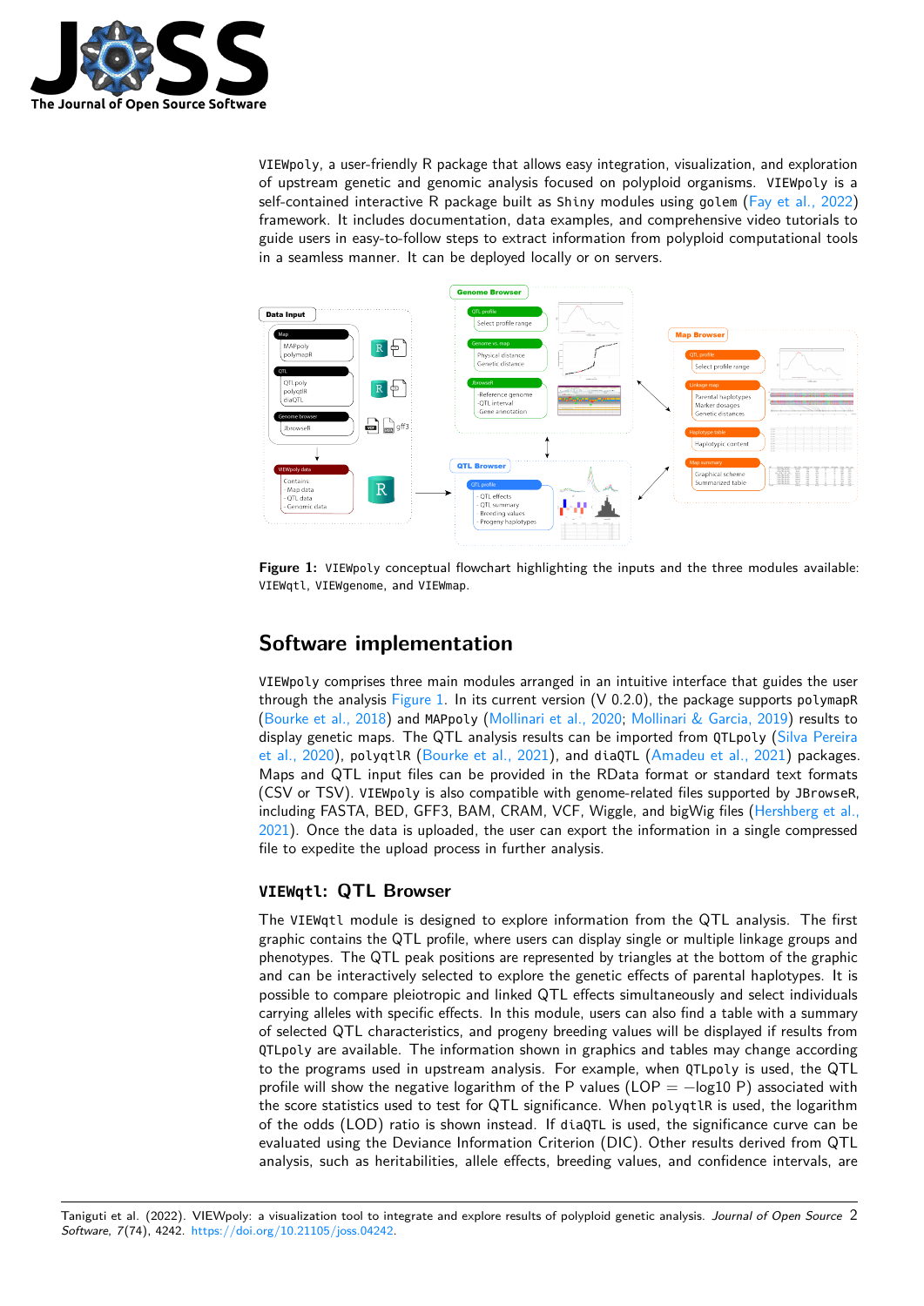VIEWpoly, a user-friendly R package that allows easy integration, visualization, and exploration of upstream genetic and genomic analysis focused on polyploid organisms. VIEWpoly is a self-contained interactive R package built as Shiny modules using golem (Fay et al., 2022) framework. It includes documentation, data examples, and comprehensive video tutorials to guide users in easy-to-follow steps to extract information from polyploid computational tools in a seamless manner. It can be deployed locally or on servers.

**Figure 1:** VIEWpoly conceptual flowchart highlighting the inputs and the three modules available: VIEWqtl, VIEWgenome, and VIEWmap.

# Software implementation

VIEWpoly comprises three main modules arranged in an intuitive interface that guides the user through the analysis Figure 1. In its current version (V 0.2.0), the package supports polymapR (Bourke et al., 2018) and MAPpoly (Mollinari et al., 2020; Mollinari & Garcia, 2019) results to display genetic maps. The QTL analysis results can be imported from QTLpoly (Silva Pereira et al., 2020), polyqtlR (Bourke et al., 2021), and diaQTL (Amadeu et al., 2021) packages. Maps and QTL input files can be provided in the RData format or standard text formats (CSV or TSV). VIEWpoly is also compatible with genome-related files supported by JBrowseR, including FASTA, BED, GFF3, BAM, CRAM, VCF, Wiggle, and bigWig files (Hershberg et al., 2021). Once the data is uploaded, the user can export the information in a single compressed file to expedite the upload process in further analysis.

## VIEWqtl: QTL Browser

The VIEWqtl module is designed to explore information from the QTL analysis. The first graphic contains the QTL profile, where users can display single or multiple linkage groups and phenotypes. The QTL peak positions are represented by triangles at the bottom of the graphic and can be interactively selected to explore the genetic effects of parental haplotypes. It is possible to compare pleiotropic and linked QTL effects simultaneously and select individuals carrying alleles with specific effects. In this module, users can also find a table with a summary of selected QTL characteristics, and progeny breeding values will be displayed if results from QTLpoly are available. The information shown in graphics and tables may change according to the programs used in upstream analysis. For example, when QTLpoly is used, the QTL profile will show the negative logarithm of the P values (LOP $= -\log 10$ P) associated with the score statistics used to test for QTL significance. When polyqtlR is used, the logarithm of the odds (LOD) ratio is shown instead. If diaQTL is used, the significance curve can be evaluated using the Deviance Information Criterion (DIC). Other results derived from QTL analysis, such as heritabilities, allele effects, breeding values, and confidence intervals, are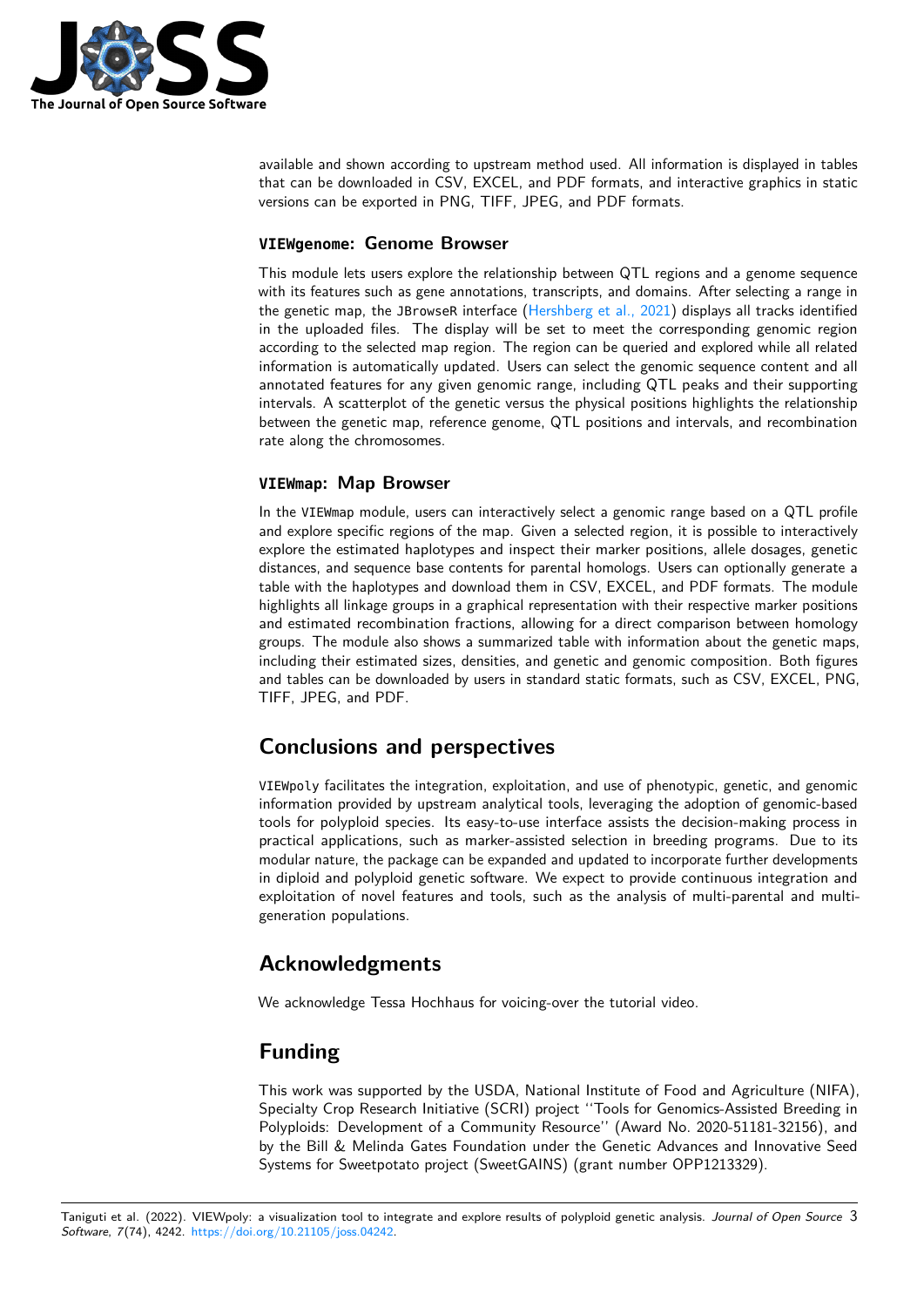available and shown according to upstream method used. All information is displayed in tables that can be downloaded in CSV, EXCEL, and PDF formats, and interactive graphics in static versions can be exported in PNG, TIFF, JPEG, and PDF formats.

### `VIEWgenome`: Genome Browser

This module lets users explore the relationship between QTL regions and a genome sequence with its features such as gene annotations, transcripts, and domains. After selecting a range in the genetic map, the `JBrowseR` interface (Hershberg et al., 2021) displays all tracks identified in the uploaded files. The display will be set to meet the corresponding genomic region according to the selected map region. The region can be queried and explored while all related information is automatically updated. Users can select the genomic sequence content and all annotated features for any given genomic range, including QTL peaks and their supporting intervals. A scatterplot of the genetic versus the physical positions highlights the relationship between the genetic map, reference genome, QTL positions and intervals, and recombination rate along the chromosomes.

### `VIEWmap`: Map Browser

In the `VIEWmap` module, users can interactively select a genomic range based on a QTL profile and explore specific regions of the map. Given a selected region, it is possible to interactively explore the estimated haplotypes and inspect their marker positions, allele dosages, genetic distances, and sequence base contents for parental homologs. Users can optionally generate a table with the haplotypes and download them in CSV, EXCEL, and PDF formats. The module highlights all linkage groups in a graphical representation with their respective marker positions and estimated recombination fractions, allowing for a direct comparison between homology groups. The module also shows a summarized table with information about the genetic maps, including their estimated sizes, densities, and genetic and genomic composition. Both figures and tables can be downloaded by users in standard static formats, such as CSV, EXCEL, PNG, TIFF, JPEG, and PDF.

## Conclusions and perspectives

`VIEWpoly` facilitates the integration, exploitation, and use of phenotypic, genetic, and genomic information provided by upstream analytical tools, leveraging the adoption of genomic-based tools for polyploid species. Its easy-to-use interface assists the decision-making process in practical applications, such as marker-assisted selection in breeding programs. Due to its modular nature, the package can be expanded and updated to incorporate further developments in diploid and polyploid genetic software. We expect to provide continuous integration and exploitation of novel features and tools, such as the analysis of multi-parental and multi-generation populations.

## Acknowledgments

We acknowledge Tessa Hochhaus for voicing-over the tutorial video.

## Funding

This work was supported by the USDA, National Institute of Food and Agriculture (NIFA), Specialty Crop Research Initiative (SCRI) project ''Tools for Genomics-Assisted Breeding in Polyploids: Development of a Community Resource'' (Award No. 2020-51181-32156), and by the Bill & Melinda Gates Foundation under the Genetic Advances and Innovative Seed Systems for Sweetpotato project (SweetGAINS) (grant number OPP1213329).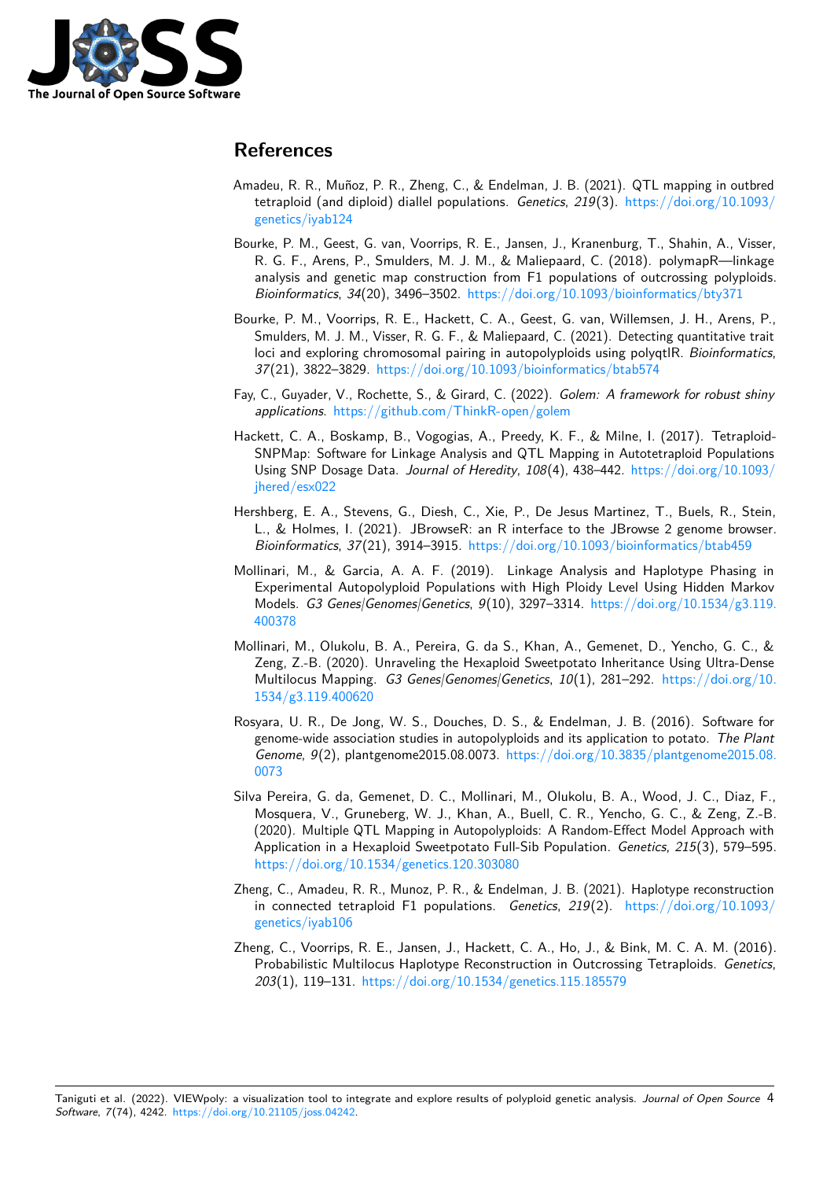# References

Amadeu, R. R., Muñoz, P. R., Zheng, C., & Endelman, J. B. (2021). QTL mapping in outbred tetraploid (and diploid) diallel populations. *Genetics*, *219*(3). https://doi.org/10.1093/genetics/iyab124

Bourke, P. M., Geest, G. van, Voorrips, R. E., Jansen, J., Kranenburg, T., Shahin, A., Visser, R. G. F., Arens, P., Smulders, M. J. M., & Maliepaard, C. (2018). polymapR—linkage analysis and genetic map construction from F1 populations of outcrossing polyploids. *Bioinformatics*, *34*(20), 3496–3502. https://doi.org/10.1093/bioinformatics/bty371

Bourke, P. M., Voorrips, R. E., Hackett, C. A., Geest, G. van, Willemsen, J. H., Arens, P., Smulders, M. J. M., Visser, R. G. F., & Maliepaard, C. (2021). Detecting quantitative trait loci and exploring chromosomal pairing in autopolyploids using polyqtlR. *Bioinformatics*, *37*(21), 3822–3829. https://doi.org/10.1093/bioinformatics/btab574

Fay, C., Guyader, V., Rochette, S., & Girard, C. (2022). *Golem: A framework for robust shiny applications*. https://github.com/ThinkR-open/golem

Hackett, C. A., Boskamp, B., Vogogias, A., Preedy, K. F., & Milne, I. (2017). TetraploidSNPMap: Software for Linkage Analysis and QTL Mapping in Autotetraploid Populations Using SNP Dosage Data. *Journal of Heredity*, *108*(4), 438–442. https://doi.org/10.1093/jhered/esx022

Hershberg, E. A., Stevens, G., Diesh, C., Xie, P., De Jesus Martinez, T., Buels, R., Stein, L., & Holmes, I. (2021). JBrowseR: an R interface to the JBrowse 2 genome browser. *Bioinformatics*, *37*(21), 3914–3915. https://doi.org/10.1093/bioinformatics/btab459

Mollinari, M., & Garcia, A. A. F. (2019). Linkage Analysis and Haplotype Phasing in Experimental Autopolyploid Populations with High Ploidy Level Using Hidden Markov Models. *G3 Genes|Genomes|Genetics*, *9*(10), 3297–3314. https://doi.org/10.1534/g3.119.400378

Mollinari, M., Olukolu, B. A., Pereira, G. da S., Khan, A., Gemenet, D., Yencho, G. C., & Zeng, Z.-B. (2020). Unraveling the Hexaploid Sweetpotato Inheritance Using Ultra-Dense Multilocus Mapping. *G3 Genes|Genomes|Genetics*, *10*(1), 281–292. https://doi.org/10.1534/g3.119.400620

Rosyara, U. R., De Jong, W. S., Douches, D. S., & Endelman, J. B. (2016). Software for genome-wide association studies in autopolyploids and its application to potato. *The Plant Genome*, *9*(2), plantgenome2015.08.0073. https://doi.org/10.3835/plantgenome2015.08.0073

Silva Pereira, G. da, Gemenet, D. C., Mollinari, M., Olukolu, B. A., Wood, J. C., Diaz, F., Mosquera, V., Gruneberg, W. J., Khan, A., Buell, C. R., Yencho, G. C., & Zeng, Z.-B. (2020). Multiple QTL Mapping in Autopolyploids: A Random-Effect Model Approach with Application in a Hexaploid Sweetpotato Full-Sib Population. *Genetics*, *215*(3), 579–595. https://doi.org/10.1534/genetics.120.303080

Zheng, C., Amadeu, R. R., Munoz, P. R., & Endelman, J. B. (2021). Haplotype reconstruction in connected tetraploid F1 populations. *Genetics*, *219*(2). https://doi.org/10.1093/genetics/iyab106

Zheng, C., Voorrips, R. E., Jansen, J., Hackett, C. A., Ho, J., & Bink, M. C. A. M. (2016). Probabilistic Multilocus Haplotype Reconstruction in Outcrossing Tetraploids. *Genetics*, *203*(1), 119–131. https://doi.org/10.1534/genetics.115.185579